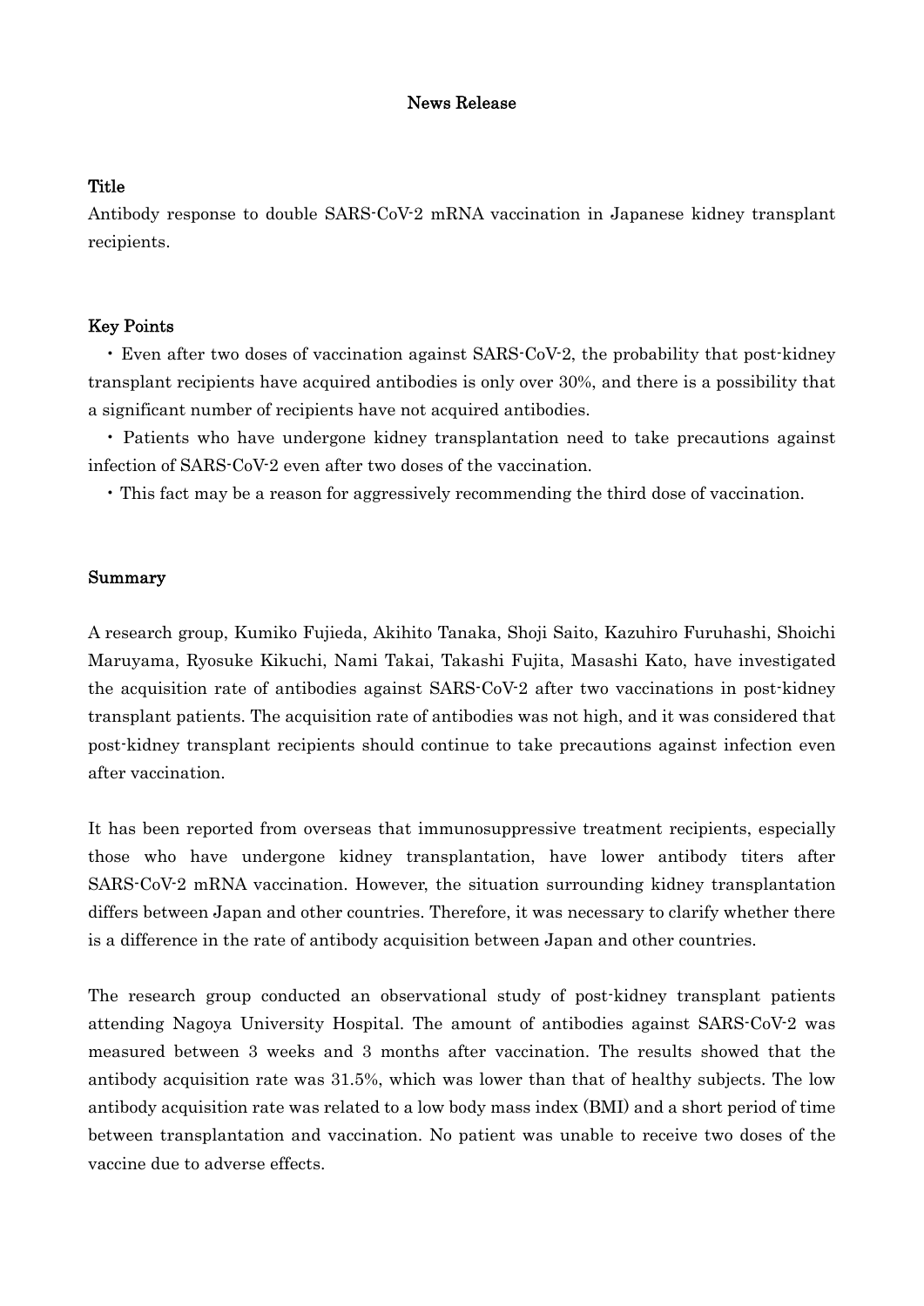# News Release

## Title

Antibody response to double SARS-CoV-2 mRNA vaccination in Japanese kidney transplant recipients.

## Key Points

- Even after two doses of vaccination against SARS-CoV-2, the probability that post-kidney transplant recipients have acquired antibodies is only over 30%, and there is a possibility that a significant number of recipients have not acquired antibodies.
- Patients who have undergone kidney transplantation need to take precautions against infection of SARS-CoV-2 even after two doses of the vaccination.
- This fact may be a reason for aggressively recommending the third dose of vaccination.

## Summary

A research group, Kumiko Fujieda, Akihito Tanaka, Shoji Saito, Kazuhiro Furuhashi, Shoichi Maruyama, Ryosuke Kikuchi, Nami Takai, Takashi Fujita, Masashi Kato, have investigated the acquisition rate of antibodies against SARS-CoV-2 after two vaccinations in post-kidney transplant patients. The acquisition rate of antibodies was not high, and it was considered that post-kidney transplant recipients should continue to take precautions against infection even after vaccination.

It has been reported from overseas that immunosuppressive treatment recipients, especially those who have undergone kidney transplantation, have lower antibody titers after SARS-CoV-2 mRNA vaccination. However, the situation surrounding kidney transplantation differs between Japan and other countries. Therefore, it was necessary to clarify whether there is a difference in the rate of antibody acquisition between Japan and other countries.

The research group conducted an observational study of post-kidney transplant patients attending Nagoya University Hospital. The amount of antibodies against SARS-CoV-2 was measured between 3 weeks and 3 months after vaccination. The results showed that the antibody acquisition rate was 31.5%, which was lower than that of healthy subjects. The low antibody acquisition rate was related to a low body mass index (BMI) and a short period of time between transplantation and vaccination. No patient was unable to receive two doses of the vaccine due to adverse effects.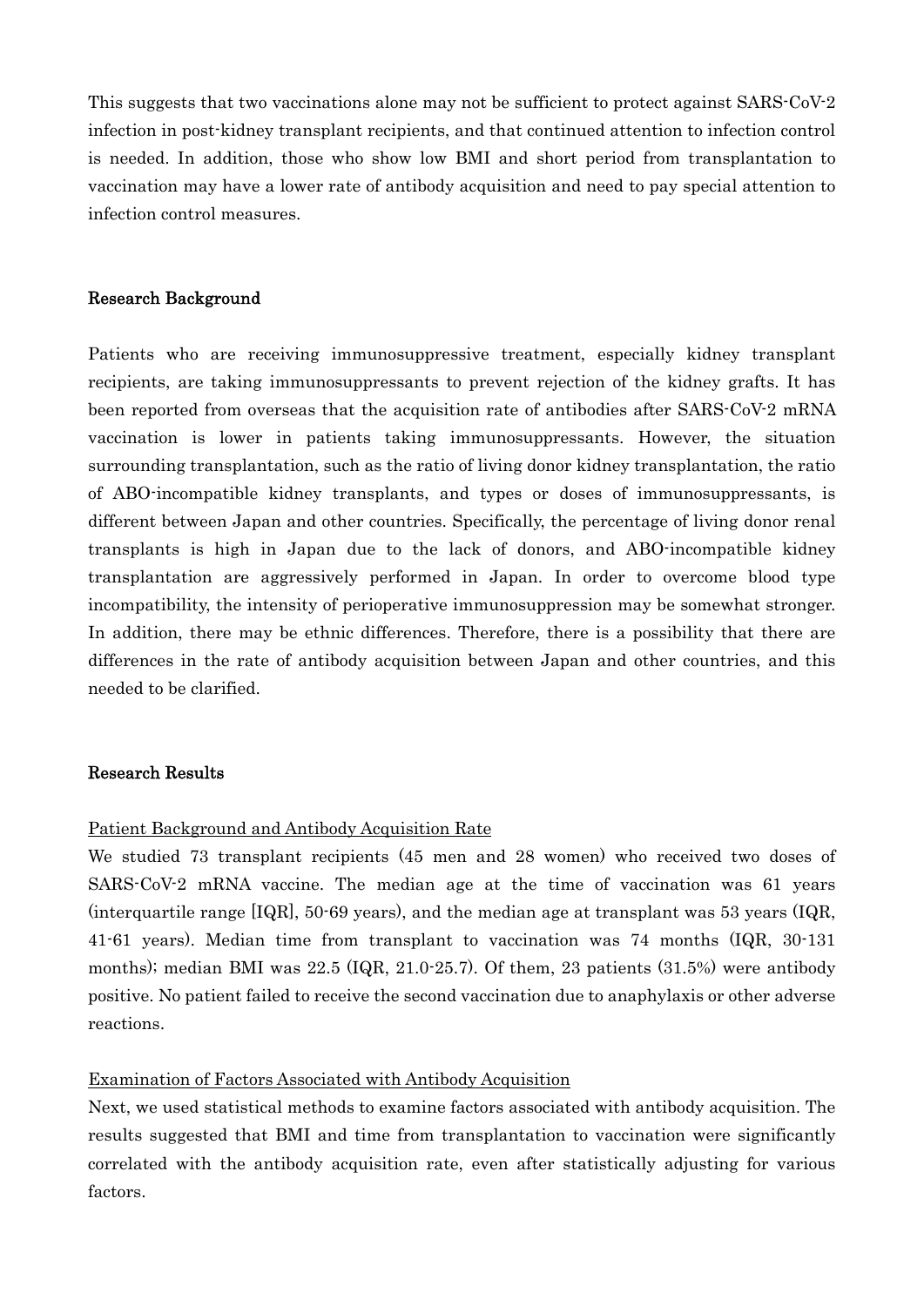This suggests that two vaccinations alone may not be sufficient to protect against SARS-CoV-2 infection in post-kidney transplant recipients, and that continued attention to infection control is needed. In addition, those who show low BMI and short period from transplantation to vaccination may have a lower rate of antibody acquisition and need to pay special attention to infection control measures.

## Research Background

Patients who are receiving immunosuppressive treatment, especially kidney transplant recipients, are taking immunosuppressants to prevent rejection of the kidney grafts. It has been reported from overseas that the acquisition rate of antibodies after SARS-CoV-2 mRNA vaccination is lower in patients taking immunosuppressants. However, the situation surrounding transplantation, such as the ratio of living donor kidney transplantation, the ratio of ABO-incompatible kidney transplants, and types or doses of immunosuppressants, is different between Japan and other countries. Specifically, the percentage of living donor renal transplants is high in Japan due to the lack of donors, and ABO-incompatible kidney transplantation are aggressively performed in Japan. In order to overcome blood type incompatibility, the intensity of perioperative immunosuppression may be somewhat stronger. In addition, there may be ethnic differences. Therefore, there is a possibility that there are differences in the rate of antibody acquisition between Japan and other countries, and this needed to be clarified.

## Research Results

### Patient Background and Antibody Acquisition Rate

We studied 73 transplant recipients (45 men and 28 women) who received two doses of SARS-CoV-2 mRNA vaccine. The median age at the time of vaccination was 61 years (interquartile range [IQR], 50-69 years), and the median age at transplant was 53 years (IQR, 41-61 years). Median time from transplant to vaccination was 74 months (IQR, 30-131 months); median BMI was 22.5 (IQR, 21.0-25.7). Of them, 23 patients (31.5%) were antibody positive. No patient failed to receive the second vaccination due to anaphylaxis or other adverse reactions.

### Examination of Factors Associated with Antibody Acquisition

Next, we used statistical methods to examine factors associated with antibody acquisition. The results suggested that BMI and time from transplantation to vaccination were significantly correlated with the antibody acquisition rate, even after statistically adjusting for various factors.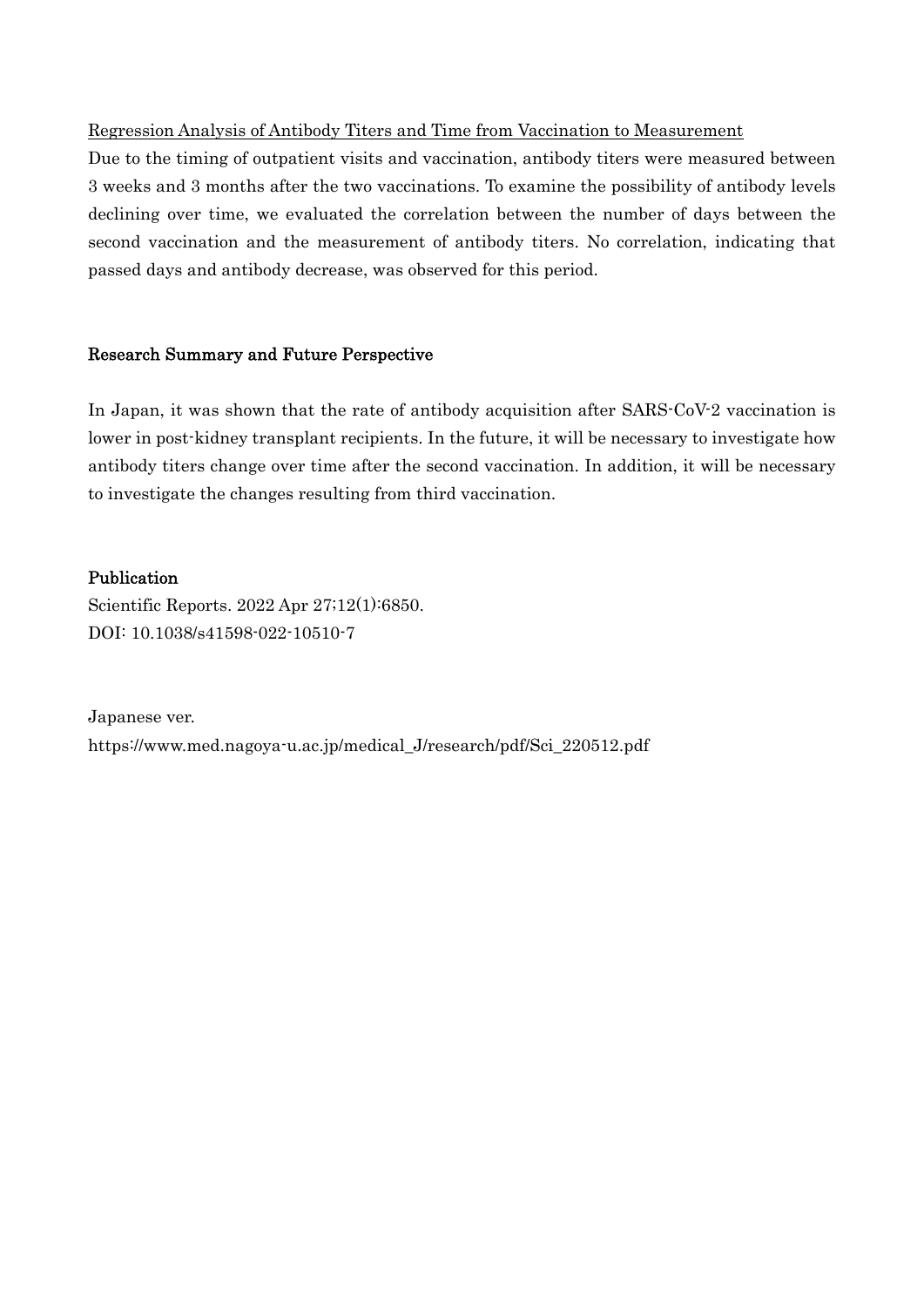Regression Analysis of Antibody Titers and Time from Vaccination to Measurement

Due to the timing of outpatient visits and vaccination, antibody titers were measured between 3 weeks and 3 months after the two vaccinations. To examine the possibility of antibody levels declining over time, we evaluated the correlation between the number of days between the second vaccination and the measurement of antibody titers. No correlation, indicating that passed days and antibody decrease, was observed for this period.

## Research Summary and Future Perspective

In Japan, it was shown that the rate of antibody acquisition after SARS-CoV-2 vaccination is lower in post-kidney transplant recipients. In the future, it will be necessary to investigate how antibody titers change over time after the second vaccination. In addition, it will be necessary to investigate the changes resulting from third vaccination.

## Publication

Scientific Reports. 2022 Apr 27;12(1):6850.
DOI: 10.1038/s41598-022-10510-7

Japanese ver.
https://www.med.nagoya-u.ac.jp/medical_J/research/pdf/Sci_220512.pdf